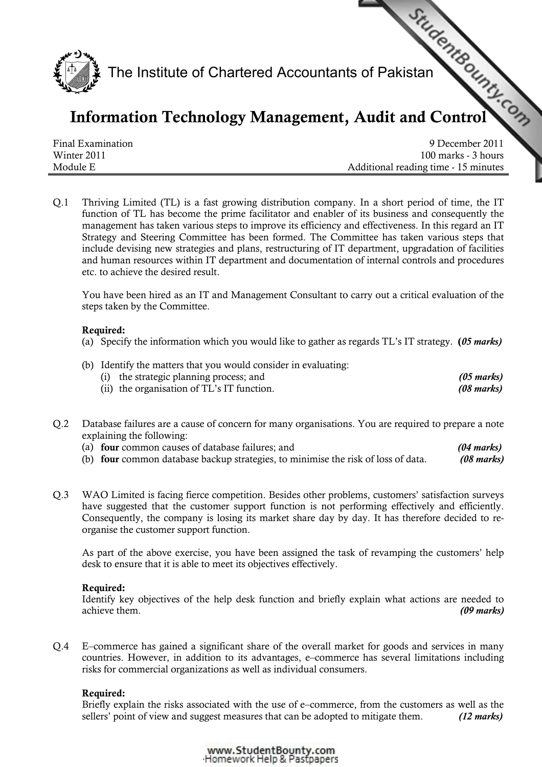The Institute of Chartered Accountants of Pakistan

# Information Technology Management, Audit and Control

| | |
|---|---|
| Final Examination | 9 December 2011 |
| Winter 2011 | 100 marks - 3 hours |
| Module E | Additional reading time - 15 minutes |

Q.1 Thriving Limited (TL) is a fast growing distribution company. In a short period of time, the IT function of TL has become the prime facilitator and enabler of its business and consequently the management has taken various steps to improve its efficiency and effectiveness. In this regard an IT Strategy and Steering Committee has been formed. The Committee has taken various steps that include devising new strategies and plans, restructuring of IT department, upgradation of facilities and human resources within IT department and documentation of internal controls and procedures etc. to achieve the desired result.

You have been hired as an IT and Management Consultant to carry out a critical evaluation of the steps taken by the Committee.

**Required:**

(a) Specify the information which you would like to gather as regards TL's IT strategy. ***(05 marks)***

(b) Identify the matters that you would consider in evaluating:

(i) the strategic planning process; and ***(05 marks)***

(ii) the organisation of TL's IT function. ***(08 marks)***

Q.2 Database failures are a cause of concern for many organisations. You are required to prepare a note explaining the following:

(a) **four** common causes of database failures; and ***(04 marks)***

(b) **four** common database backup strategies, to minimise the risk of loss of data. ***(08 marks)***

Q.3 WAO Limited is facing fierce competition. Besides other problems, customers' satisfaction surveys have suggested that the customer support function is not performing effectively and efficiently. Consequently, the company is losing its market share day by day. It has therefore decided to re-organise the customer support function.

As part of the above exercise, you have been assigned the task of revamping the customers' help desk to ensure that it is able to meet its objectives effectively.

**Required:**

Identify key objectives of the help desk function and briefly explain what actions are needed to achieve them. ***(09 marks)***

Q.4 E–commerce has gained a significant share of the overall market for goods and services in many countries. However, in addition to its advantages, e–commerce has several limitations including risks for commercial organizations as well as individual consumers.

**Required:**

Briefly explain the risks associated with the use of e–commerce, from the customers as well as the sellers' point of view and suggest measures that can be adopted to mitigate them. ***(12 marks)***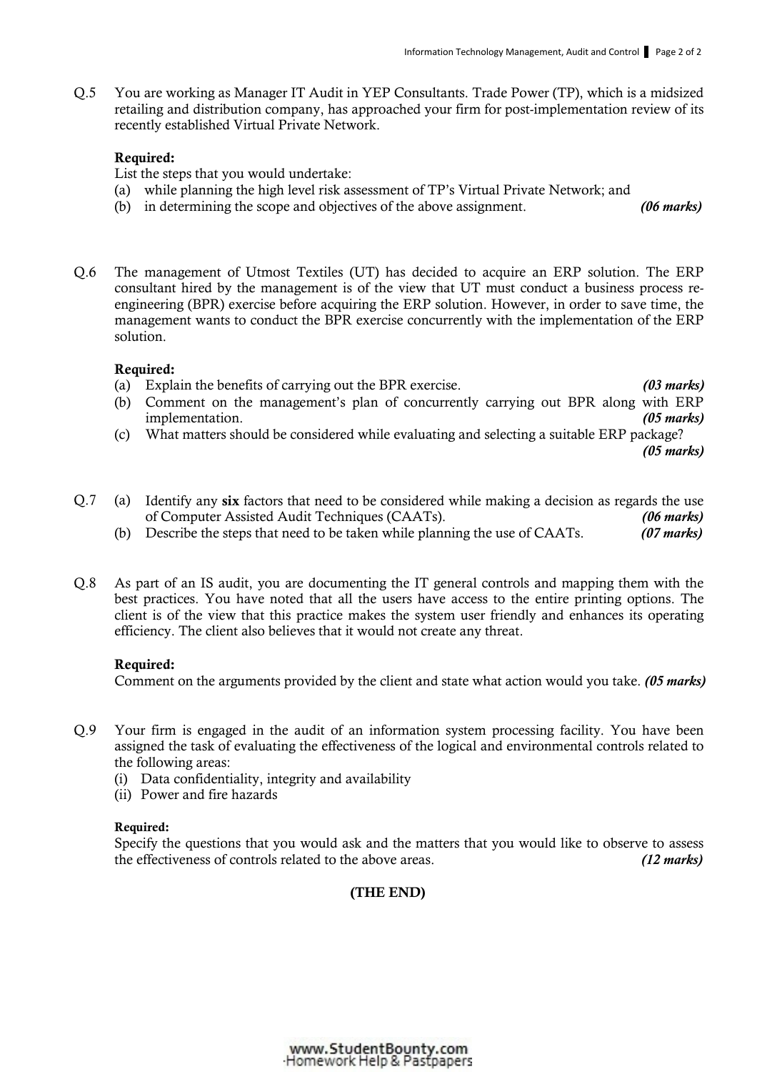Q.5 You are working as Manager IT Audit in YEP Consultants. Trade Power (TP), which is a midsized retailing and distribution company, has approached your firm for post-implementation review of its recently established Virtual Private Network.

**Required:**

List the steps that you would undertake:

(a) while planning the high level risk assessment of TP's Virtual Private Network; and

(b) in determining the scope and objectives of the above assignment. ***(06 marks)***

Q.6 The management of Utmost Textiles (UT) has decided to acquire an ERP solution. The ERP consultant hired by the management is of the view that UT must conduct a business process re-engineering (BPR) exercise before acquiring the ERP solution. However, in order to save time, the management wants to conduct the BPR exercise concurrently with the implementation of the ERP solution.

**Required:**

(a) Explain the benefits of carrying out the BPR exercise. ***(03 marks)***

(b) Comment on the management's plan of concurrently carrying out BPR along with ERP implementation. ***(05 marks)***

(c) What matters should be considered while evaluating and selecting a suitable ERP package? ***(05 marks)***

Q.7 (a) Identify any **six** factors that need to be considered while making a decision as regards the use of Computer Assisted Audit Techniques (CAATs). ***(06 marks)***

(b) Describe the steps that need to be taken while planning the use of CAATs. ***(07 marks)***

Q.8 As part of an IS audit, you are documenting the IT general controls and mapping them with the best practices. You have noted that all the users have access to the entire printing options. The client is of the view that this practice makes the system user friendly and enhances its operating efficiency. The client also believes that it would not create any threat.

**Required:**

Comment on the arguments provided by the client and state what action would you take. ***(05 marks)***

Q.9 Your firm is engaged in the audit of an information system processing facility. You have been assigned the task of evaluating the effectiveness of the logical and environmental controls related to the following areas:

(i) Data confidentiality, integrity and availability

(ii) Power and fire hazards

**Required:**

Specify the questions that you would ask and the matters that you would like to observe to assess the effectiveness of controls related to the above areas. ***(12 marks)***

**(THE END)**